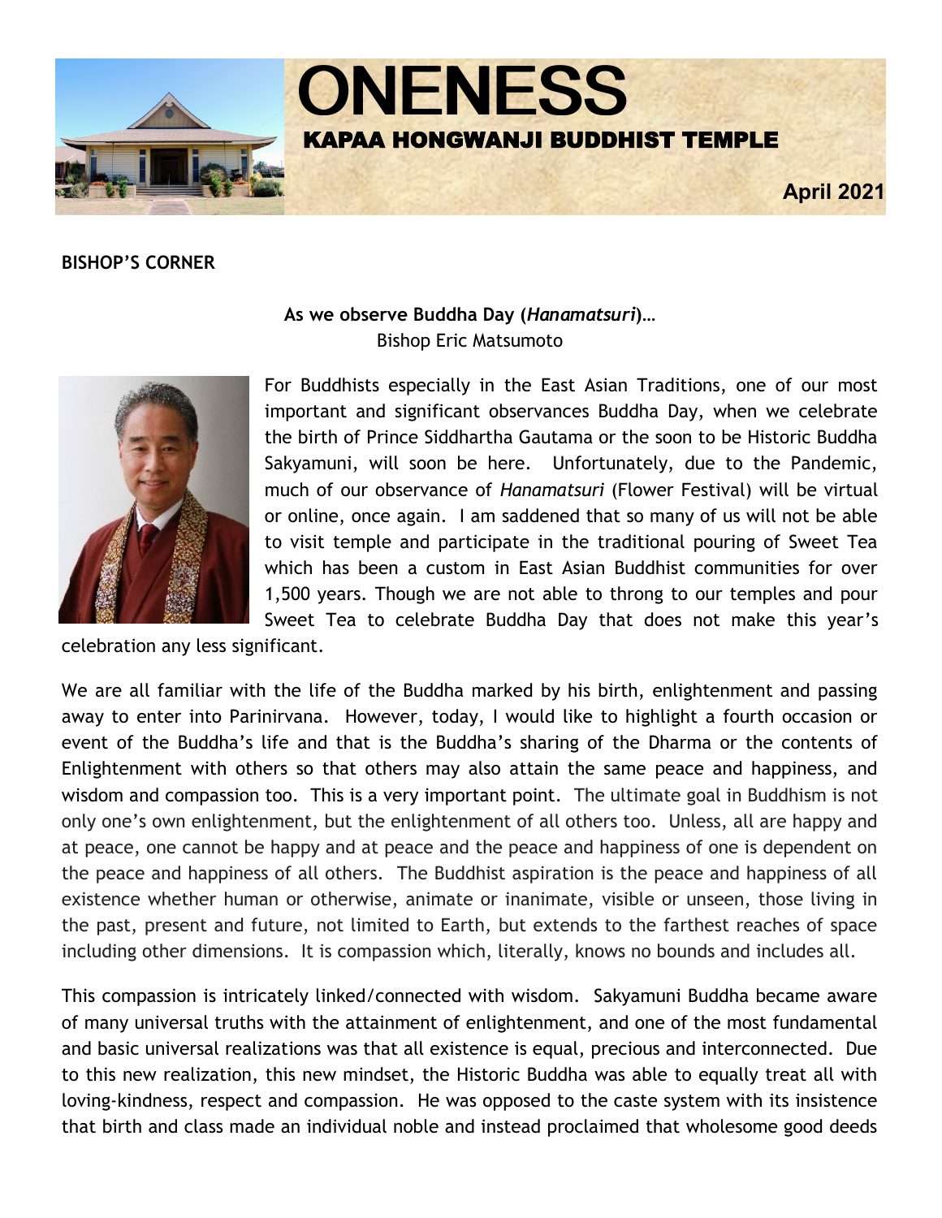# ONENESS

## KAPAA HONGWANJI BUDDHIST TEMPLE

**April 2021**

**BISHOP'S CORNER**

**As we observe Buddha Day (*Hanamatsuri*)…**
Bishop Eric Matsumoto

For Buddhists especially in the East Asian Traditions, one of our most important and significant observances Buddha Day, when we celebrate the birth of Prince Siddhartha Gautama or the soon to be Historic Buddha Sakyamuni, will soon be here. Unfortunately, due to the Pandemic, much of our observance of *Hanamatsuri* (Flower Festival) will be virtual or online, once again. I am saddened that so many of us will not be able to visit temple and participate in the traditional pouring of Sweet Tea which has been a custom in East Asian Buddhist communities for over 1,500 years. Though we are not able to throng to our temples and pour Sweet Tea to celebrate Buddha Day that does not make this year's celebration any less significant.

We are all familiar with the life of the Buddha marked by his birth, enlightenment and passing away to enter into Parinirvana. However, today, I would like to highlight a fourth occasion or event of the Buddha's life and that is the Buddha's sharing of the Dharma or the contents of Enlightenment with others so that others may also attain the same peace and happiness, and wisdom and compassion too. This is a very important point. The ultimate goal in Buddhism is not only one's own enlightenment, but the enlightenment of all others too. Unless, all are happy and at peace, one cannot be happy and at peace and the peace and happiness of one is dependent on the peace and happiness of all others. The Buddhist aspiration is the peace and happiness of all existence whether human or otherwise, animate or inanimate, visible or unseen, those living in the past, present and future, not limited to Earth, but extends to the farthest reaches of space including other dimensions. It is compassion which, literally, knows no bounds and includes all.

This compassion is intricately linked/connected with wisdom. Sakyamuni Buddha became aware of many universal truths with the attainment of enlightenment, and one of the most fundamental and basic universal realizations was that all existence is equal, precious and interconnected. Due to this new realization, this new mindset, the Historic Buddha was able to equally treat all with loving-kindness, respect and compassion. He was opposed to the caste system with its insistence that birth and class made an individual noble and instead proclaimed that wholesome good deeds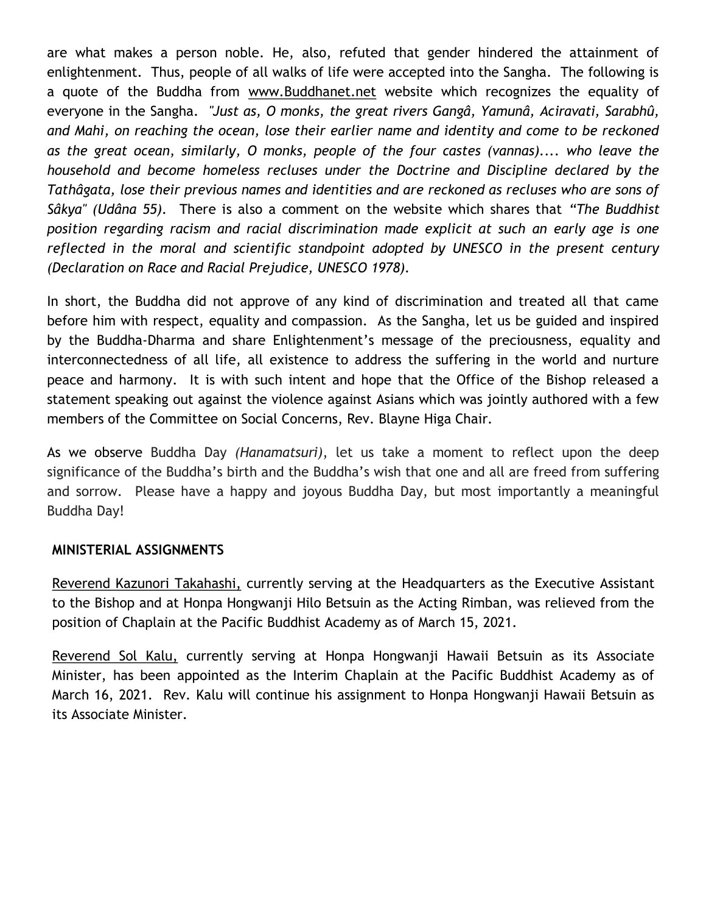are what makes a person noble. He, also, refuted that gender hindered the attainment of enlightenment. Thus, people of all walks of life were accepted into the Sangha. The following is a quote of the Buddha from www.Buddhanet.net website which recognizes the equality of everyone in the Sangha. *"Just as, O monks, the great rivers Gangâ, Yamunâ, Aciravati, Sarabhû, and Mahi, on reaching the ocean, lose their earlier name and identity and come to be reckoned as the great ocean, similarly, O monks, people of the four castes (vannas).... who leave the household and become homeless recluses under the Doctrine and Discipline declared by the Tathâgata, lose their previous names and identities and are reckoned as recluses who are sons of Sâkya" (Udâna 55).* There is also a comment on the website which shares that *"The Buddhist position regarding racism and racial discrimination made explicit at such an early age is one reflected in the moral and scientific standpoint adopted by UNESCO in the present century (Declaration on Race and Racial Prejudice, UNESCO 1978).*

In short, the Buddha did not approve of any kind of discrimination and treated all that came before him with respect, equality and compassion. As the Sangha, let us be guided and inspired by the Buddha-Dharma and share Enlightenment's message of the preciousness, equality and interconnectedness of all life, all existence to address the suffering in the world and nurture peace and harmony. It is with such intent and hope that the Office of the Bishop released a statement speaking out against the violence against Asians which was jointly authored with a few members of the Committee on Social Concerns, Rev. Blayne Higa Chair.

As we observe Buddha Day *(Hanamatsuri)*, let us take a moment to reflect upon the deep significance of the Buddha's birth and the Buddha's wish that one and all are freed from suffering and sorrow. Please have a happy and joyous Buddha Day, but most importantly a meaningful Buddha Day!

**MINISTERIAL ASSIGNMENTS**

Reverend Kazunori Takahashi, currently serving at the Headquarters as the Executive Assistant to the Bishop and at Honpa Hongwanji Hilo Betsuin as the Acting Rimban, was relieved from the position of Chaplain at the Pacific Buddhist Academy as of March 15, 2021.

Reverend Sol Kalu, currently serving at Honpa Hongwanji Hawaii Betsuin as its Associate Minister, has been appointed as the Interim Chaplain at the Pacific Buddhist Academy as of March 16, 2021. Rev. Kalu will continue his assignment to Honpa Hongwanji Hawaii Betsuin as its Associate Minister.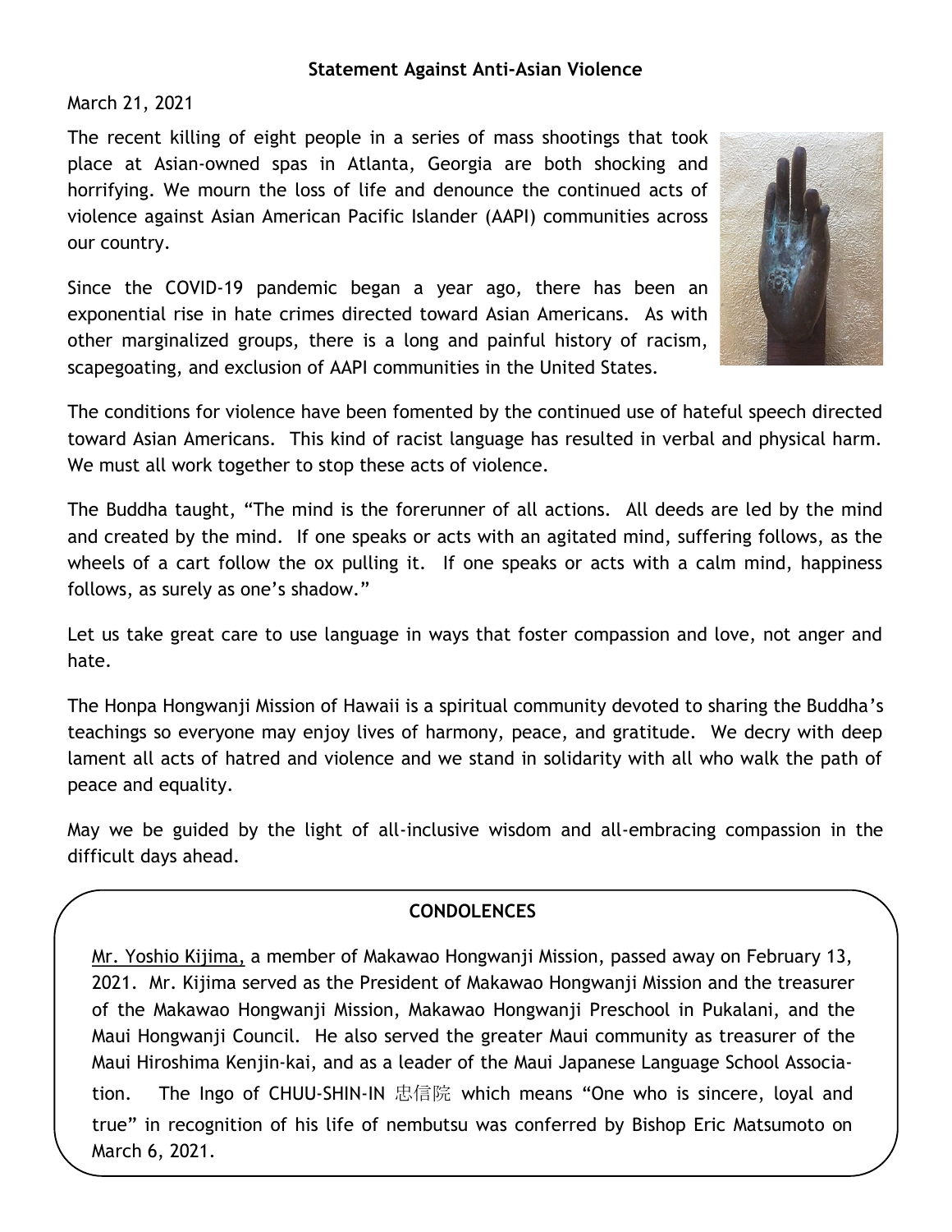## Statement Against Anti-Asian Violence

March 21, 2021

The recent killing of eight people in a series of mass shootings that took place at Asian-owned spas in Atlanta, Georgia are both shocking and horrifying. We mourn the loss of life and denounce the continued acts of violence against Asian American Pacific Islander (AAPI) communities across our country.

Since the COVID-19 pandemic began a year ago, there has been an exponential rise in hate crimes directed toward Asian Americans. As with other marginalized groups, there is a long and painful history of racism, scapegoating, and exclusion of AAPI communities in the United States.

The conditions for violence have been fomented by the continued use of hateful speech directed toward Asian Americans. This kind of racist language has resulted in verbal and physical harm. We must all work together to stop these acts of violence.

The Buddha taught, "The mind is the forerunner of all actions. All deeds are led by the mind and created by the mind. If one speaks or acts with an agitated mind, suffering follows, as the wheels of a cart follow the ox pulling it. If one speaks or acts with a calm mind, happiness follows, as surely as one's shadow."

Let us take great care to use language in ways that foster compassion and love, not anger and hate.

The Honpa Hongwanji Mission of Hawaii is a spiritual community devoted to sharing the Buddha's teachings so everyone may enjoy lives of harmony, peace, and gratitude. We decry with deep lament all acts of hatred and violence and we stand in solidarity with all who walk the path of peace and equality.

May we be guided by the light of all-inclusive wisdom and all-embracing compassion in the difficult days ahead.

### CONDOLENCES

Mr. Yoshio Kijima, a member of Makawao Hongwanji Mission, passed away on February 13, 2021. Mr. Kijima served as the President of Makawao Hongwanji Mission and the treasurer of the Makawao Hongwanji Mission, Makawao Hongwanji Preschool in Pukalani, and the Maui Hongwanji Council. He also served the greater Maui community as treasurer of the Maui Hiroshima Kenjin-kai, and as a leader of the Maui Japanese Language School Association. The Ingo of CHUU-SHIN-IN 忠信院 which means "One who is sincere, loyal and true" in recognition of his life of nembutsu was conferred by Bishop Eric Matsumoto on March 6, 2021.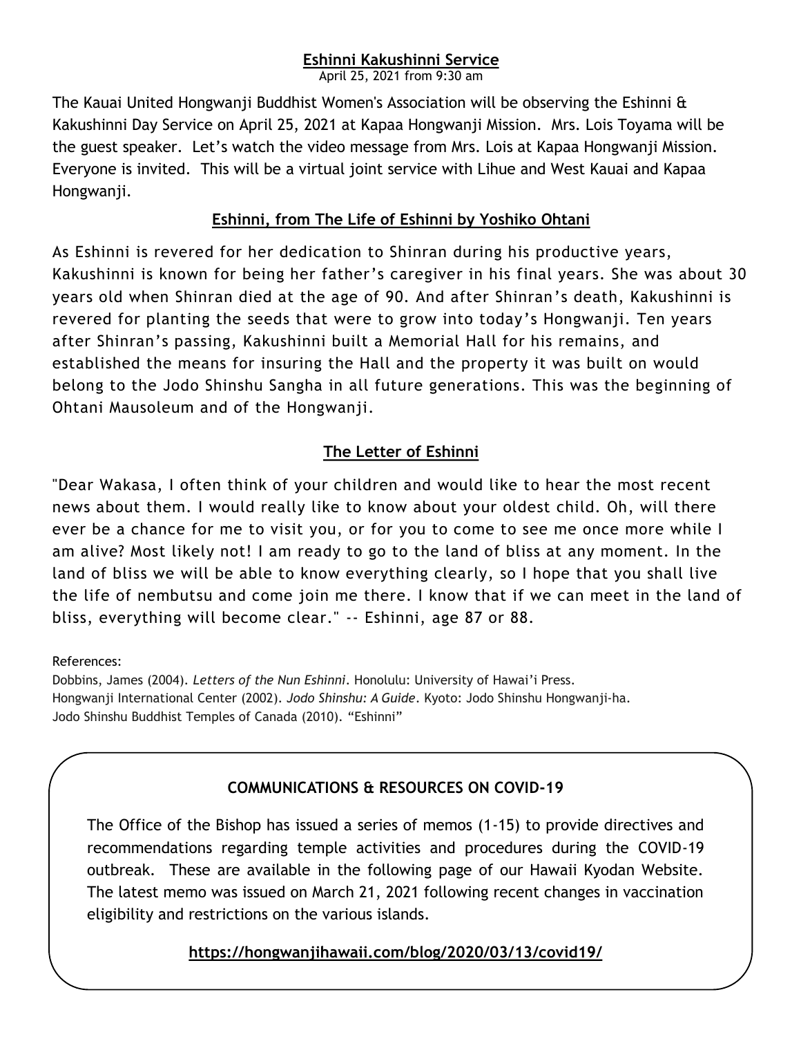## Eshinni Kakushinni Service

April 25, 2021 from 9:30 am

The Kauai United Hongwanji Buddhist Women's Association will be observing the Eshinni & Kakushinni Day Service on April 25, 2021 at Kapaa Hongwanji Mission. Mrs. Lois Toyama will be the guest speaker. Let's watch the video message from Mrs. Lois at Kapaa Hongwanji Mission. Everyone is invited. This will be a virtual joint service with Lihue and West Kauai and Kapaa Hongwanji.

## Eshinni, from The Life of Eshinni by Yoshiko Ohtani

As Eshinni is revered for her dedication to Shinran during his productive years, Kakushinni is known for being her father's caregiver in his final years. She was about 30 years old when Shinran died at the age of 90. And after Shinran's death, Kakushinni is revered for planting the seeds that were to grow into today's Hongwanji. Ten years after Shinran's passing, Kakushinni built a Memorial Hall for his remains, and established the means for insuring the Hall and the property it was built on would belong to the Jodo Shinshu Sangha in all future generations. This was the beginning of Ohtani Mausoleum and of the Hongwanji.

## The Letter of Eshinni

"Dear Wakasa, I often think of your children and would like to hear the most recent news about them. I would really like to know about your oldest child. Oh, will there ever be a chance for me to visit you, or for you to come to see me once more while I am alive? Most likely not! I am ready to go to the land of bliss at any moment. In the land of bliss we will be able to know everything clearly, so I hope that you shall live the life of nembutsu and come join me there. I know that if we can meet in the land of bliss, everything will become clear." -- Eshinni, age 87 or 88.

References:

Dobbins, James (2004). *Letters of the Nun Eshinni*. Honolulu: University of Hawai'i Press.
Hongwanji International Center (2002). *Jodo Shinshu: A Guide*. Kyoto: Jodo Shinshu Hongwanji-ha.
Jodo Shinshu Buddhist Temples of Canada (2010). "Eshinni"

### COMMUNICATIONS & RESOURCES ON COVID-19

The Office of the Bishop has issued a series of memos (1-15) to provide directives and recommendations regarding temple activities and procedures during the COVID-19 outbreak. These are available in the following page of our Hawaii Kyodan Website. The latest memo was issued on March 21, 2021 following recent changes in vaccination eligibility and restrictions on the various islands.

**https://hongwanjihawaii.com/blog/2020/03/13/covid19/**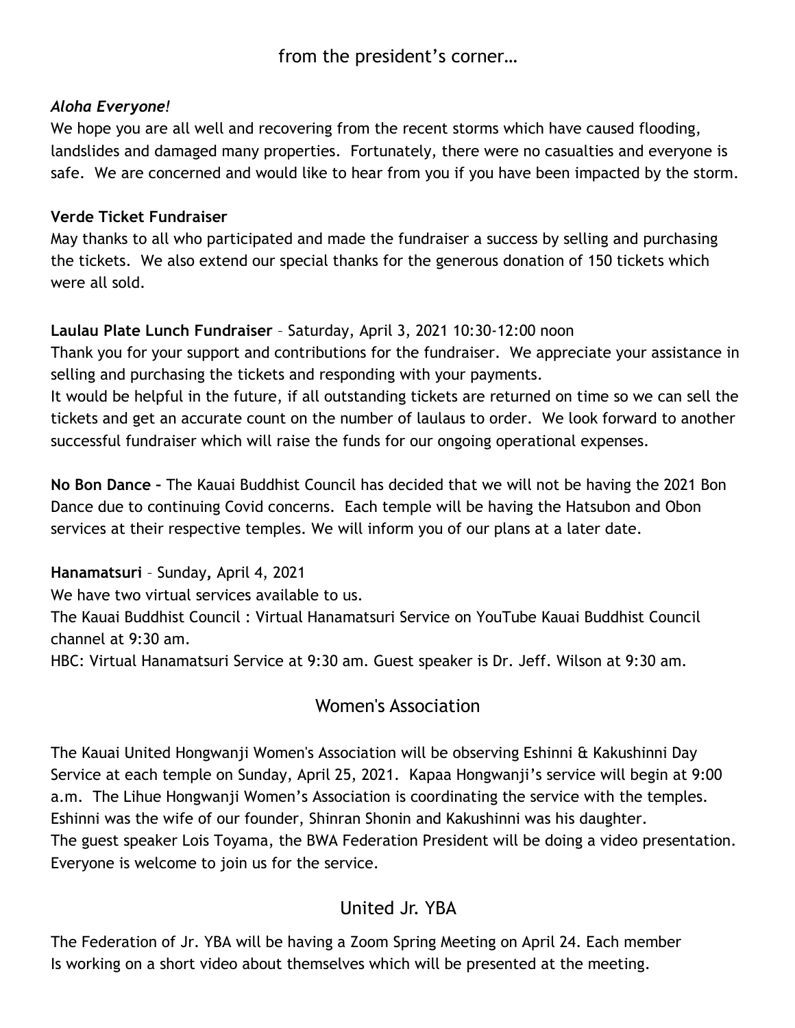## from the president's corner…

***Aloha Everyone!***

We hope you are all well and recovering from the recent storms which have caused flooding, landslides and damaged many properties. Fortunately, there were no casualties and everyone is safe. We are concerned and would like to hear from you if you have been impacted by the storm.

**Verde Ticket Fundraiser**

May thanks to all who participated and made the fundraiser a success by selling and purchasing the tickets. We also extend our special thanks for the generous donation of 150 tickets which were all sold.

**Laulau Plate Lunch Fundraiser** – Saturday, April 3, 2021 10:30-12:00 noon

Thank you for your support and contributions for the fundraiser. We appreciate your assistance in selling and purchasing the tickets and responding with your payments.

It would be helpful in the future, if all outstanding tickets are returned on time so we can sell the tickets and get an accurate count on the number of laulaus to order. We look forward to another successful fundraiser which will raise the funds for our ongoing operational expenses.

**No Bon Dance –** The Kauai Buddhist Council has decided that we will not be having the 2021 Bon Dance due to continuing Covid concerns. Each temple will be having the Hatsubon and Obon services at their respective temples. We will inform you of our plans at a later date.

**Hanamatsuri** – Sunday**,** April 4, 2021

We have two virtual services available to us.

The Kauai Buddhist Council : Virtual Hanamatsuri Service on YouTube Kauai Buddhist Council channel at 9:30 am.

HBC: Virtual Hanamatsuri Service at 9:30 am. Guest speaker is Dr. Jeff. Wilson at 9:30 am.

## Women's Association

The Kauai United Hongwanji Women's Association will be observing Eshinni & Kakushinni Day Service at each temple on Sunday, April 25, 2021. Kapaa Hongwanji's service will begin at 9:00 a.m. The Lihue Hongwanji Women's Association is coordinating the service with the temples. Eshinni was the wife of our founder, Shinran Shonin and Kakushinni was his daughter.

The guest speaker Lois Toyama, the BWA Federation President will be doing a video presentation. Everyone is welcome to join us for the service.

## United Jr. YBA

The Federation of Jr. YBA will be having a Zoom Spring Meeting on April 24. Each member Is working on a short video about themselves which will be presented at the meeting.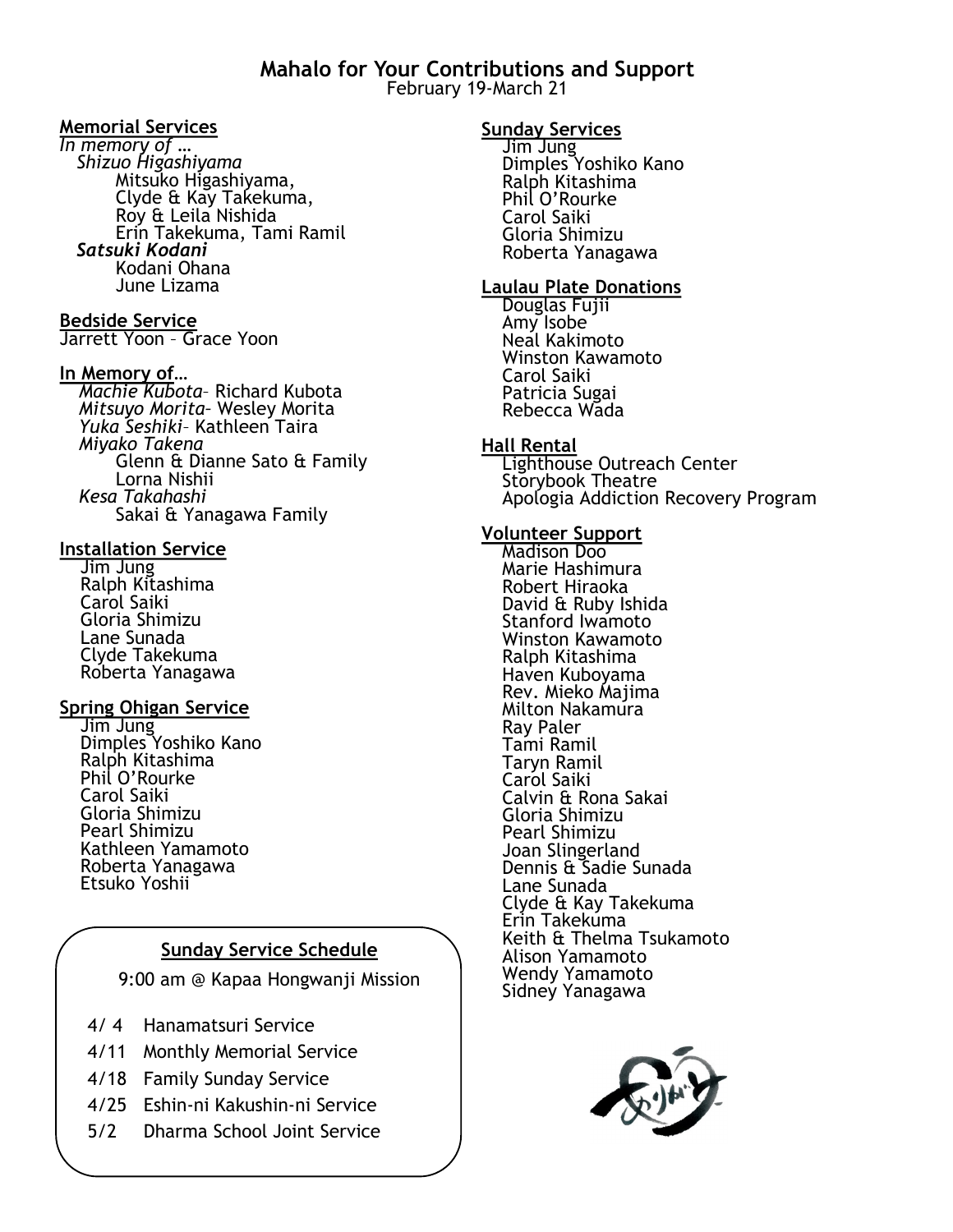# Mahalo for Your Contributions and Support

February 19-March 21

## Memorial Services

*In memory of …*

*Shizuo Higashiyama*
- Mitsuko Higashiyama,
- Clyde & Kay Takekuma,
- Roy & Leila Nishida
- Erin Takekuma, Tami Ramil

***Satsuki Kodani***
- Kodani Ohana
- June Lizama

## Bedside Service

Jarrett Yoon – Grace Yoon

## In Memory of…

- *Machie Kubota*– Richard Kubota
- *Mitsuyo Morita*– Wesley Morita
- *Yuka Seshiki*– Kathleen Taira
- *Miyako Takena*
  - Glenn & Dianne Sato & Family
  - Lorna Nishii
- *Kesa Takahashi*
  - Sakai & Yanagawa Family

## Installation Service

- Jim Jung
- Ralph Kitashima
- Carol Saiki
- Gloria Shimizu
- Lane Sunada
- Clyde Takekuma
- Roberta Yanagawa

## Spring Ohigan Service

- Jim Jung
- Dimples Yoshiko Kano
- Ralph Kitashima
- Phil O'Rourke
- Carol Saiki
- Gloria Shimizu
- Pearl Shimizu
- Kathleen Yamamoto
- Roberta Yanagawa
- Etsuko Yoshii

## Sunday Service Schedule

9:00 am @ Kapaa Hongwanji Mission

- 4/ 4 Hanamatsuri Service
- 4/11 Monthly Memorial Service
- 4/18 Family Sunday Service
- 4/25 Eshin-ni Kakushin-ni Service
- 5/2 Dharma School Joint Service

## Sunday Services

- Jim Jung
- Dimples Yoshiko Kano
- Ralph Kitashima
- Phil O'Rourke
- Carol Saiki
- Gloria Shimizu
- Roberta Yanagawa

## Laulau Plate Donations

- Douglas Fujii
- Amy Isobe
- Neal Kakimoto
- Winston Kawamoto
- Carol Saiki
- Patricia Sugai
- Rebecca Wada

## Hall Rental

- Lighthouse Outreach Center
- Storybook Theatre
- Apologia Addiction Recovery Program

## Volunteer Support

- Madison Doo
- Marie Hashimura
- Robert Hiraoka
- David & Ruby Ishida
- Stanford Iwamoto
- Winston Kawamoto
- Ralph Kitashima
- Haven Kuboyama
- Rev. Mieko Majima
- Milton Nakamura
- Ray Paler
- Tami Ramil
- Taryn Ramil
- Carol Saiki
- Calvin & Rona Sakai
- Gloria Shimizu
- Pearl Shimizu
- Joan Slingerland
- Dennis & Sadie Sunada
- Lane Sunada
- Clyde & Kay Takekuma
- Erin Takekuma
- Keith & Thelma Tsukamoto
- Alison Yamamoto
- Wendy Yamamoto
- Sidney Yanagawa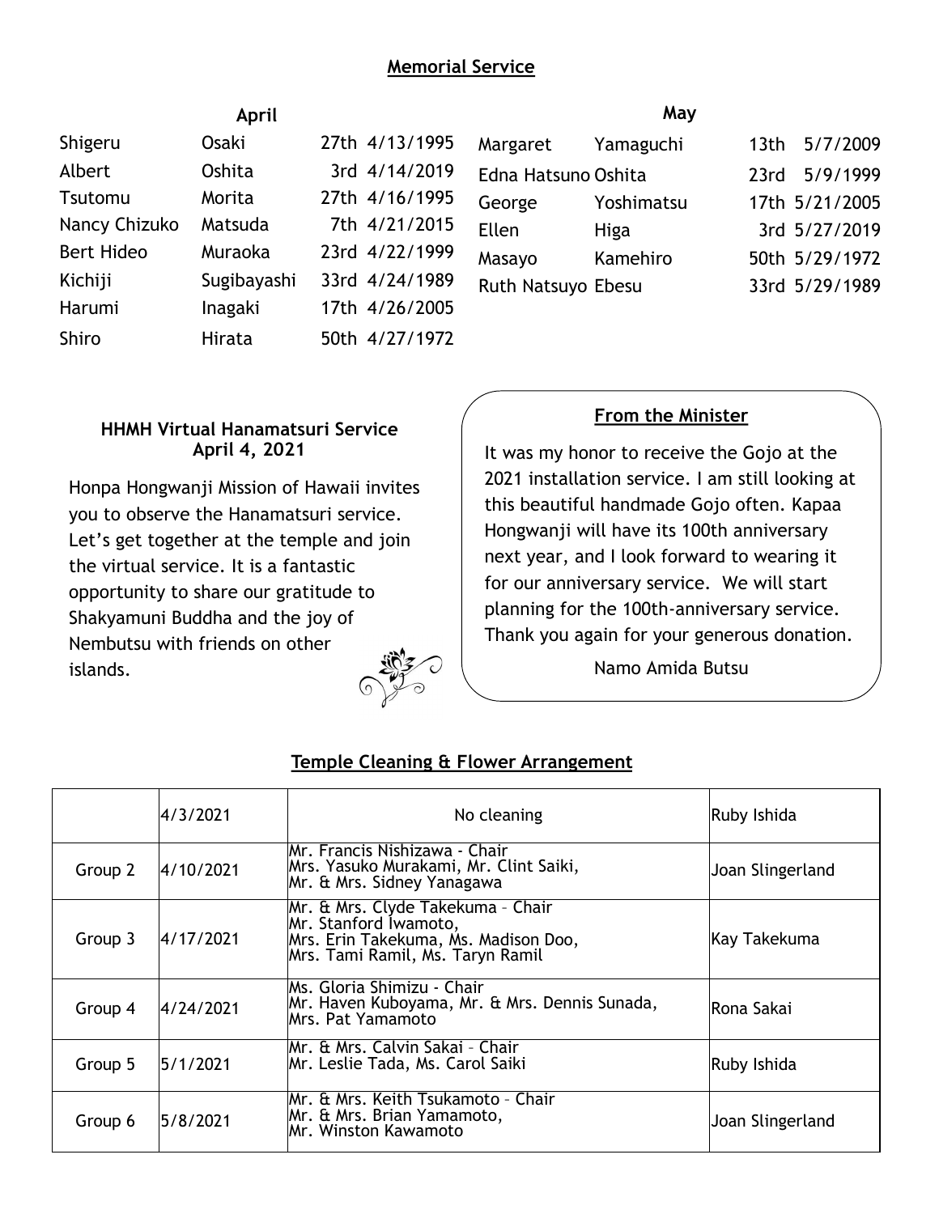## Memorial Service

### April

| | | | |
|---|---|---|---|
| Shigeru | Osaki | 27th | 4/13/1995 |
| Albert | Oshita | 3rd | 4/14/2019 |
| Tsutomu | Morita | 27th | 4/16/1995 |
| Nancy Chizuko | Matsuda | 7th | 4/21/2015 |
| Bert Hideo | Muraoka | 23rd | 4/22/1999 |
| Kichiji | Sugibayashi | 33rd | 4/24/1989 |
| Harumi | Inagaki | 17th | 4/26/2005 |
| Shiro | Hirata | 50th | 4/27/1972 |

### May

| | | | |
|---|---|---|---|
| Margaret | Yamaguchi | 13th | 5/7/2009 |
| Edna Hatsuno | Oshita | 23rd | 5/9/1999 |
| George | Yoshimatsu | 17th | 5/21/2005 |
| Ellen | Higa | 3rd | 5/27/2019 |
| Masayo | Kamehiro | 50th | 5/29/1972 |
| Ruth Natsuyo | Ebesu | 33rd | 5/29/1989 |

**HHMH Virtual Hanamatsuri Service**
**April 4, 2021**

Honpa Hongwanji Mission of Hawaii invites you to observe the Hanamatsuri service. Let's get together at the temple and join the virtual service. It is a fantastic opportunity to share our gratitude to Shakyamuni Buddha and the joy of Nembutsu with friends on other islands.

## From the Minister

It was my honor to receive the Gojo at the 2021 installation service. I am still looking at this beautiful handmade Gojo often. Kapaa Hongwanji will have its 100th anniversary next year, and I look forward to wearing it for our anniversary service. We will start planning for the 100th-anniversary service. Thank you again for your generous donation.

Namo Amida Butsu

## Temple Cleaning & Flower Arrangement

| | | | |
|---|---|---|---|
| | 4/3/2021 | No cleaning | Ruby Ishida |
| Group 2 | 4/10/2021 | Mr. Francis Nishizawa - Chair<br>Mrs. Yasuko Murakami, Mr. Clint Saiki,<br>Mr. & Mrs. Sidney Yanagawa | Joan Slingerland |
| Group 3 | 4/17/2021 | Mr. & Mrs. Clyde Takekuma – Chair<br>Mr. Stanford Iwamoto,<br>Mrs. Erin Takekuma, Ms. Madison Doo,<br>Mrs. Tami Ramil, Ms. Taryn Ramil | Kay Takekuma |
| Group 4 | 4/24/2021 | Ms. Gloria Shimizu - Chair<br>Mr. Haven Kuboyama, Mr. & Mrs. Dennis Sunada,<br>Mrs. Pat Yamamoto | Rona Sakai |
| Group 5 | 5/1/2021 | Mr. & Mrs. Calvin Sakai – Chair<br>Mr. Leslie Tada, Ms. Carol Saiki | Ruby Ishida |
| Group 6 | 5/8/2021 | Mr. & Mrs. Keith Tsukamoto – Chair<br>Mr. & Mrs. Brian Yamamoto,<br>Mr. Winston Kawamoto | Joan Slingerland |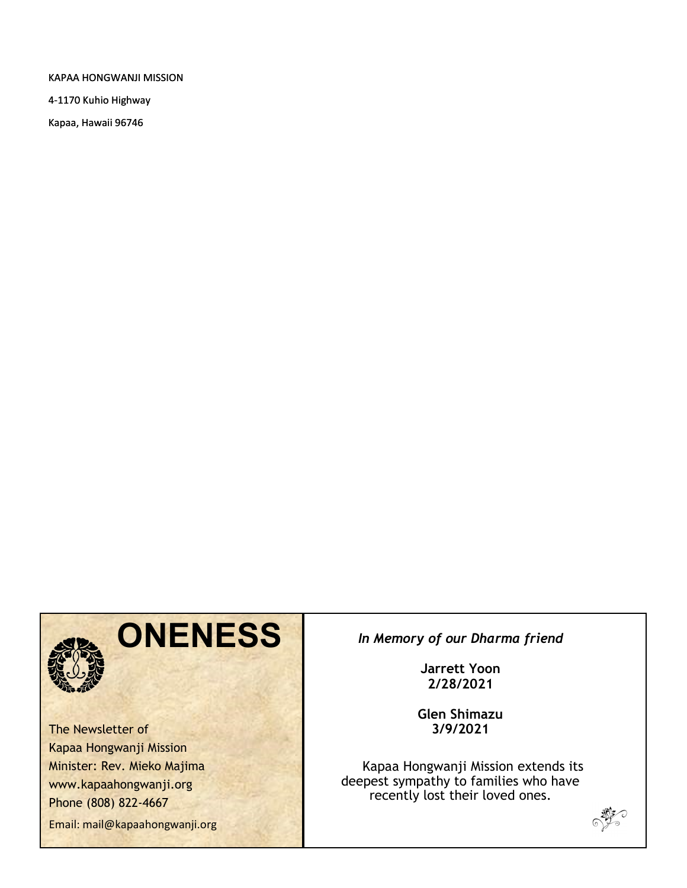KAPAA HONGWANJI MISSION

4-1170 Kuhio Highway

Kapaa, Hawaii 96746

# ONENESS

The Newsletter of
Kapaa Hongwanji Mission
Minister: Rev. Mieko Majima
www.kapaahongwanji.org
Phone (808) 822-4667
Email: mail@kapaahongwanji.org

*In Memory of our Dharma friend*

**Jarrett Yoon**
**2/28/2021**

**Glen Shimazu**
**3/9/2021**

Kapaa Hongwanji Mission extends its deepest sympathy to families who have recently lost their loved ones.